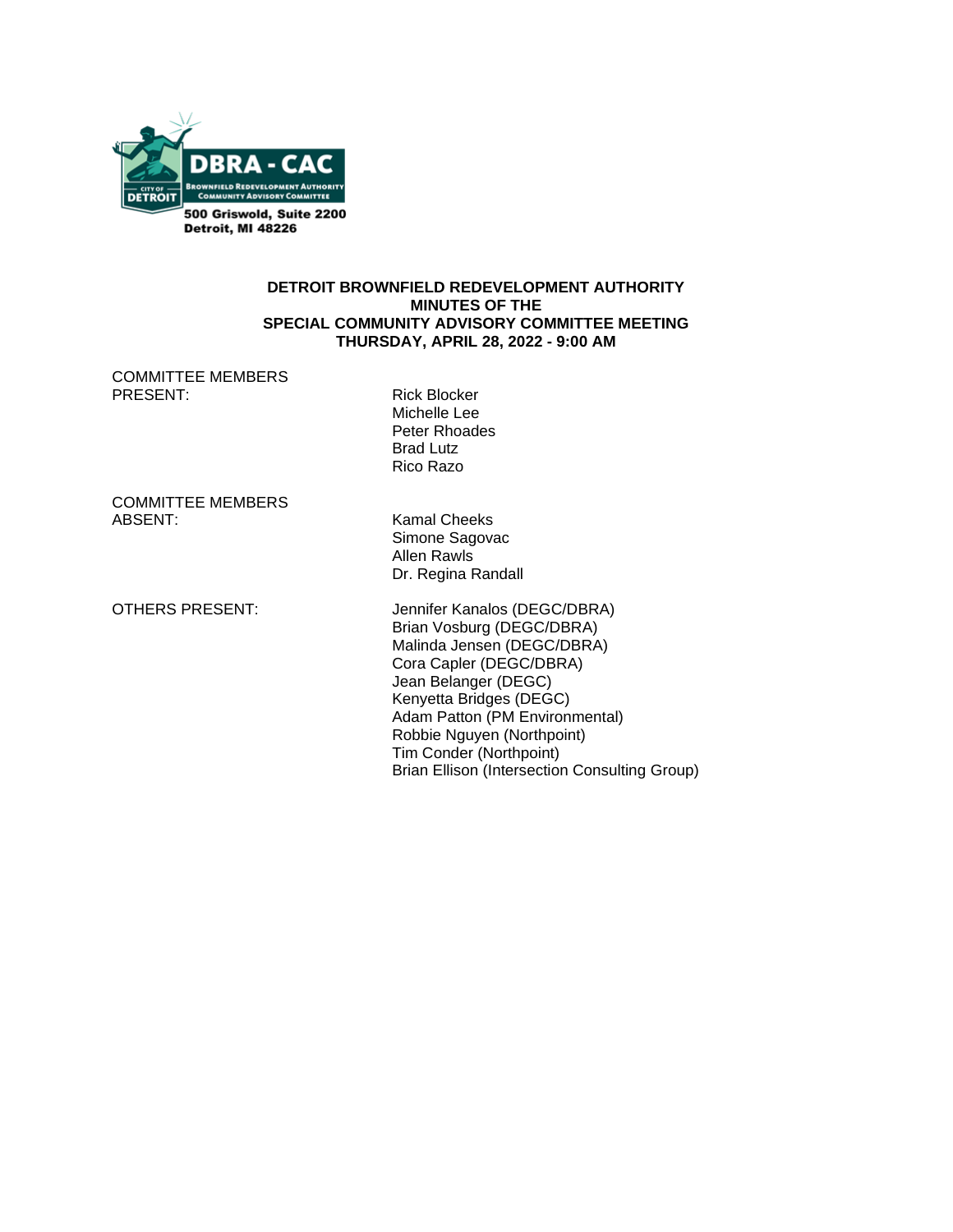DBRA - CAC

CITY OF DETROIT

BROWNFIELD REDEVELOPMENT AUTHORITY COMMUNITY ADVISORY COMMITTEE

500 Griswold, Suite 2200
Detroit, MI 48226

**DETROIT BROWNFIELD REDEVELOPMENT AUTHORITY**
**MINUTES OF THE**
**SPECIAL COMMUNITY ADVISORY COMMITTEE MEETING**
**THURSDAY, APRIL 28, 2022 - 9:00 AM**

COMMITTEE MEMBERS PRESENT:

- Rick Blocker
- Michelle Lee
- Peter Rhoades
- Brad Lutz
- Rico Razo

COMMITTEE MEMBERS ABSENT:

- Kamal Cheeks
- Simone Sagovac
- Allen Rawls
- Dr. Regina Randall

OTHERS PRESENT:

- Jennifer Kanalos (DEGC/DBRA)
- Brian Vosburg (DEGC/DBRA)
- Malinda Jensen (DEGC/DBRA)
- Cora Capler (DEGC/DBRA)
- Jean Belanger (DEGC)
- Kenyetta Bridges (DEGC)
- Adam Patton (PM Environmental)
- Robbie Nguyen (Northpoint)
- Tim Conder (Northpoint)
- Brian Ellison (Intersection Consulting Group)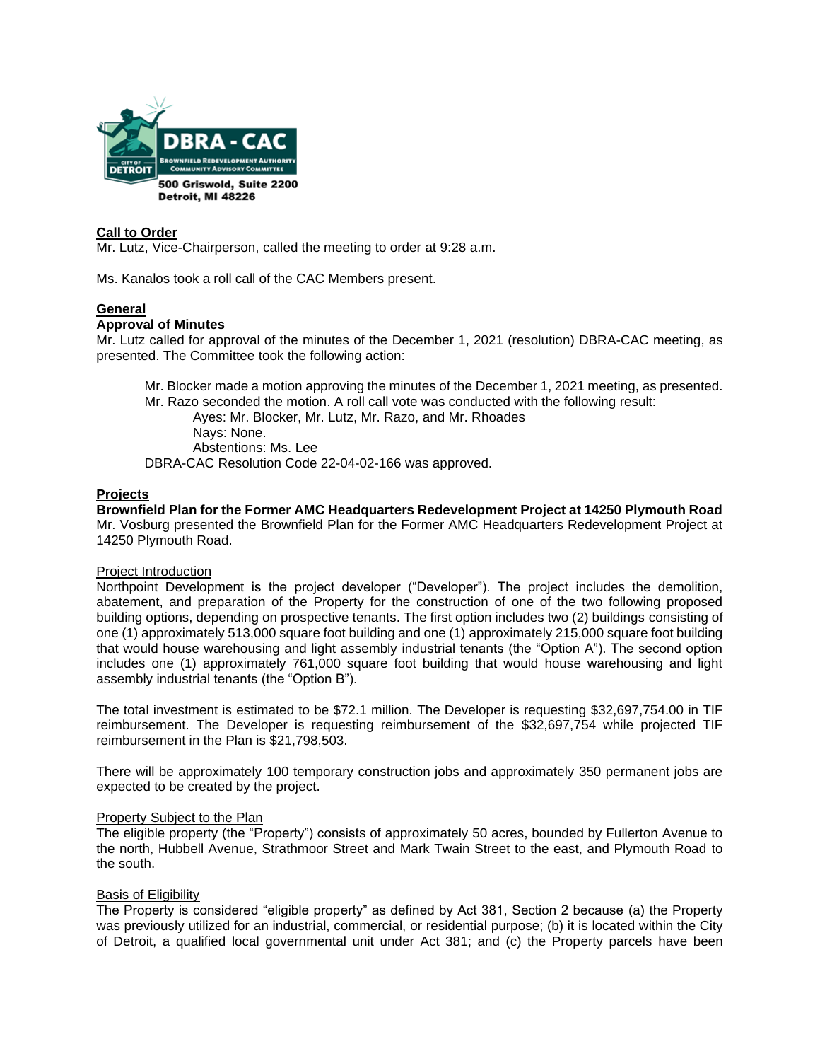DBRA - CAC

BROWNFIELD REDEVELOPMENT AUTHORITY COMMUNITY ADVISORY COMMITTEE

CITY OF DETROIT

500 Griswold, Suite 2200
Detroit, MI 48226

**Call to Order**

Mr. Lutz, Vice-Chairperson, called the meeting to order at 9:28 a.m.

Ms. Kanalos took a roll call of the CAC Members present.

**General**

**Approval of Minutes**

Mr. Lutz called for approval of the minutes of the December 1, 2021 (resolution) DBRA-CAC meeting, as presented. The Committee took the following action:

> Mr. Blocker made a motion approving the minutes of the December 1, 2021 meeting, as presented. Mr. Razo seconded the motion. A roll call vote was conducted with the following result:
>
> > Ayes: Mr. Blocker, Mr. Lutz, Mr. Razo, and Mr. Rhoades
> > Nays: None.
> > Abstentions: Ms. Lee
>
> DBRA-CAC Resolution Code 22-04-02-166 was approved.

**Projects**

**Brownfield Plan for the Former AMC Headquarters Redevelopment Project at 14250 Plymouth Road**

Mr. Vosburg presented the Brownfield Plan for the Former AMC Headquarters Redevelopment Project at 14250 Plymouth Road.

Project Introduction

Northpoint Development is the project developer ("Developer"). The project includes the demolition, abatement, and preparation of the Property for the construction of one of the two following proposed building options, depending on prospective tenants. The first option includes two (2) buildings consisting of one (1) approximately 513,000 square foot building and one (1) approximately 215,000 square foot building that would house warehousing and light assembly industrial tenants (the "Option A"). The second option includes one (1) approximately 761,000 square foot building that would house warehousing and light assembly industrial tenants (the "Option B").

The total investment is estimated to be $72.1 million. The Developer is requesting $32,697,754.00 in TIF reimbursement. The Developer is requesting reimbursement of the $32,697,754 while projected TIF reimbursement in the Plan is $21,798,503.

There will be approximately 100 temporary construction jobs and approximately 350 permanent jobs are expected to be created by the project.

Property Subject to the Plan

The eligible property (the "Property") consists of approximately 50 acres, bounded by Fullerton Avenue to the north, Hubbell Avenue, Strathmoor Street and Mark Twain Street to the east, and Plymouth Road to the south.

Basis of Eligibility

The Property is considered "eligible property" as defined by Act 381, Section 2 because (a) the Property was previously utilized for an industrial, commercial, or residential purpose; (b) it is located within the City of Detroit, a qualified local governmental unit under Act 381; and (c) the Property parcels have been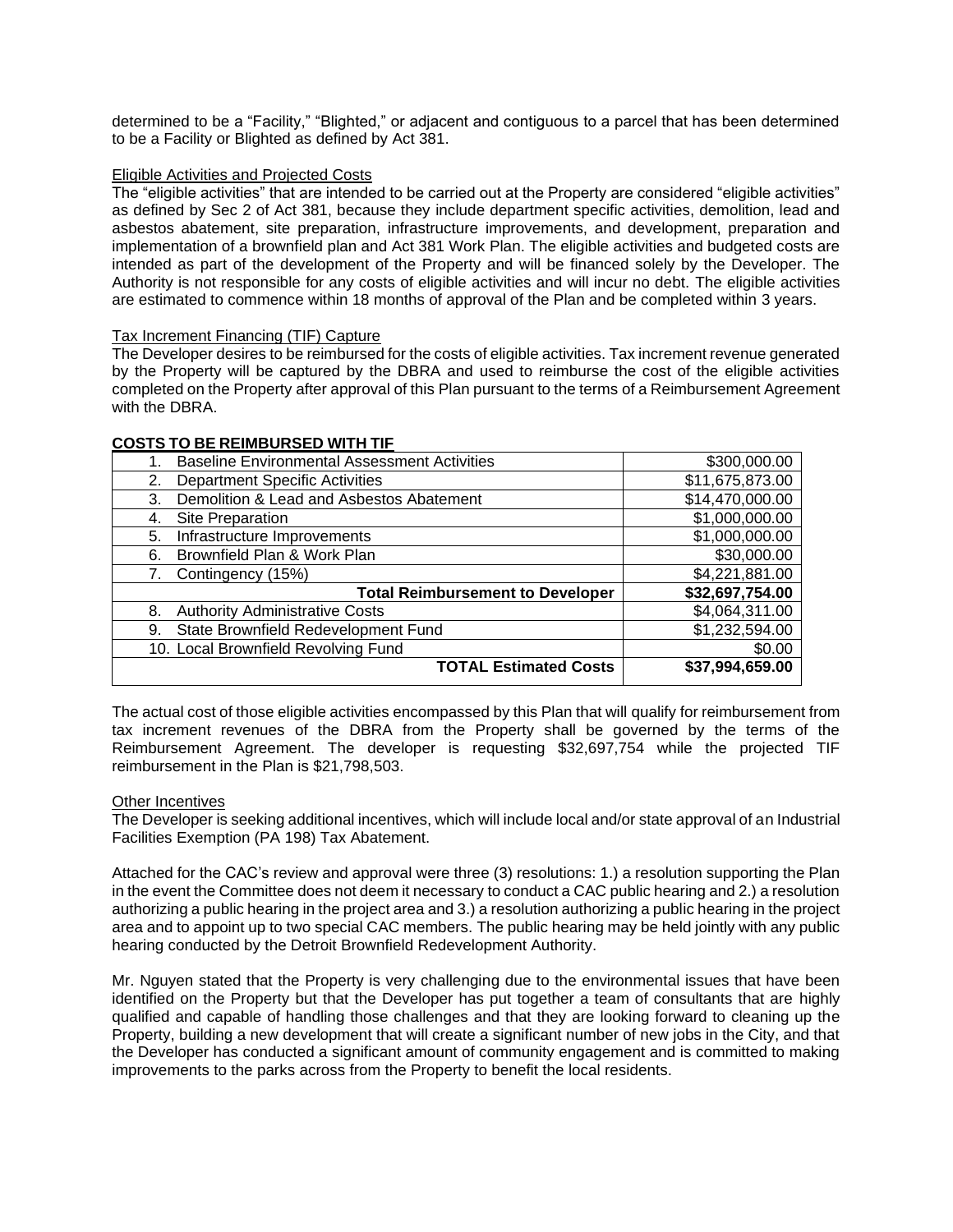determined to be a "Facility," "Blighted," or adjacent and contiguous to a parcel that has been determined to be a Facility or Blighted as defined by Act 381.

Eligible Activities and Projected Costs

The "eligible activities" that are intended to be carried out at the Property are considered "eligible activities" as defined by Sec 2 of Act 381, because they include department specific activities, demolition, lead and asbestos abatement, site preparation, infrastructure improvements, and development, preparation and implementation of a brownfield plan and Act 381 Work Plan. The eligible activities and budgeted costs are intended as part of the development of the Property and will be financed solely by the Developer. The Authority is not responsible for any costs of eligible activities and will incur no debt. The eligible activities are estimated to commence within 18 months of approval of the Plan and be completed within 3 years.

Tax Increment Financing (TIF) Capture

The Developer desires to be reimbursed for the costs of eligible activities. Tax increment revenue generated by the Property will be captured by the DBRA and used to reimburse the cost of the eligible activities completed on the Property after approval of this Plan pursuant to the terms of a Reimbursement Agreement with the DBRA.

**COSTS TO BE REIMBURSED WITH TIF**

| Item | Cost |
|---|---|
| 1. Baseline Environmental Assessment Activities | $300,000.00 |
| 2. Department Specific Activities | $11,675,873.00 |
| 3. Demolition & Lead and Asbestos Abatement | $14,470,000.00 |
| 4. Site Preparation | $1,000,000.00 |
| 5. Infrastructure Improvements | $1,000,000.00 |
| 6. Brownfield Plan & Work Plan | $30,000.00 |
| 7. Contingency (15%) | $4,221,881.00 |
| **Total Reimbursement to Developer** | **$32,697,754.00** |
| 8. Authority Administrative Costs | $4,064,311.00 |
| 9. State Brownfield Redevelopment Fund | $1,232,594.00 |
| 10. Local Brownfield Revolving Fund | $0.00 |
| **TOTAL Estimated Costs** | **$37,994,659.00** |

The actual cost of those eligible activities encompassed by this Plan that will qualify for reimbursement from tax increment revenues of the DBRA from the Property shall be governed by the terms of the Reimbursement Agreement. The developer is requesting $32,697,754 while the projected TIF reimbursement in the Plan is $21,798,503.

Other Incentives

The Developer is seeking additional incentives, which will include local and/or state approval of an Industrial Facilities Exemption (PA 198) Tax Abatement.

Attached for the CAC's review and approval were three (3) resolutions: 1.) a resolution supporting the Plan in the event the Committee does not deem it necessary to conduct a CAC public hearing and 2.) a resolution authorizing a public hearing in the project area and 3.) a resolution authorizing a public hearing in the project area and to appoint up to two special CAC members. The public hearing may be held jointly with any public hearing conducted by the Detroit Brownfield Redevelopment Authority.

Mr. Nguyen stated that the Property is very challenging due to the environmental issues that have been identified on the Property but that the Developer has put together a team of consultants that are highly qualified and capable of handling those challenges and that they are looking forward to cleaning up the Property, building a new development that will create a significant number of new jobs in the City, and that the Developer has conducted a significant amount of community engagement and is committed to making improvements to the parks across from the Property to benefit the local residents.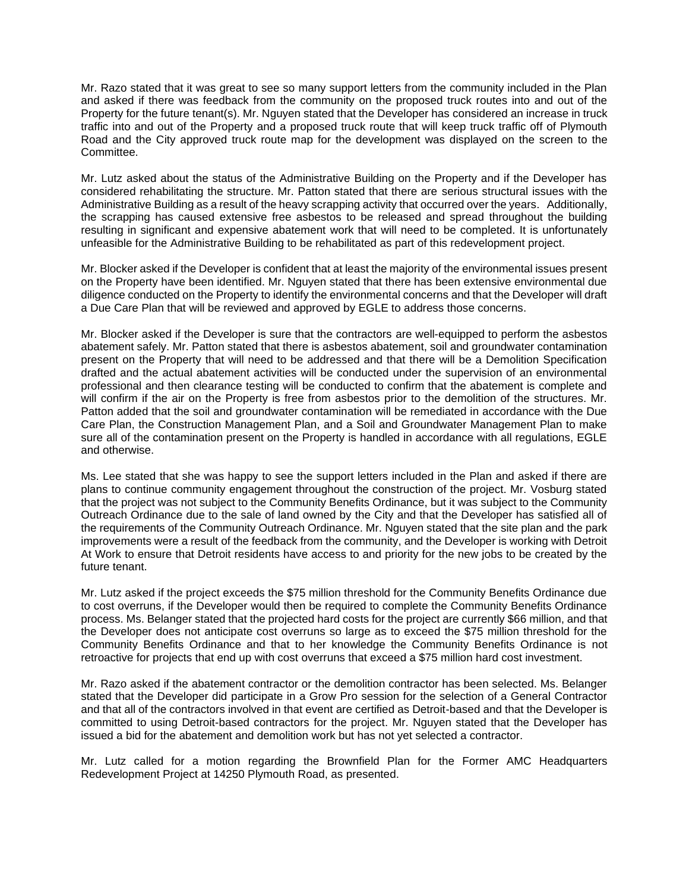Mr. Razo stated that it was great to see so many support letters from the community included in the Plan and asked if there was feedback from the community on the proposed truck routes into and out of the Property for the future tenant(s). Mr. Nguyen stated that the Developer has considered an increase in truck traffic into and out of the Property and a proposed truck route that will keep truck traffic off of Plymouth Road and the City approved truck route map for the development was displayed on the screen to the Committee.

Mr. Lutz asked about the status of the Administrative Building on the Property and if the Developer has considered rehabilitating the structure. Mr. Patton stated that there are serious structural issues with the Administrative Building as a result of the heavy scrapping activity that occurred over the years. Additionally, the scrapping has caused extensive free asbestos to be released and spread throughout the building resulting in significant and expensive abatement work that will need to be completed. It is unfortunately unfeasible for the Administrative Building to be rehabilitated as part of this redevelopment project.

Mr. Blocker asked if the Developer is confident that at least the majority of the environmental issues present on the Property have been identified. Mr. Nguyen stated that there has been extensive environmental due diligence conducted on the Property to identify the environmental concerns and that the Developer will draft a Due Care Plan that will be reviewed and approved by EGLE to address those concerns.

Mr. Blocker asked if the Developer is sure that the contractors are well-equipped to perform the asbestos abatement safely. Mr. Patton stated that there is asbestos abatement, soil and groundwater contamination present on the Property that will need to be addressed and that there will be a Demolition Specification drafted and the actual abatement activities will be conducted under the supervision of an environmental professional and then clearance testing will be conducted to confirm that the abatement is complete and will confirm if the air on the Property is free from asbestos prior to the demolition of the structures. Mr. Patton added that the soil and groundwater contamination will be remediated in accordance with the Due Care Plan, the Construction Management Plan, and a Soil and Groundwater Management Plan to make sure all of the contamination present on the Property is handled in accordance with all regulations, EGLE and otherwise.

Ms. Lee stated that she was happy to see the support letters included in the Plan and asked if there are plans to continue community engagement throughout the construction of the project. Mr. Vosburg stated that the project was not subject to the Community Benefits Ordinance, but it was subject to the Community Outreach Ordinance due to the sale of land owned by the City and that the Developer has satisfied all of the requirements of the Community Outreach Ordinance. Mr. Nguyen stated that the site plan and the park improvements were a result of the feedback from the community, and the Developer is working with Detroit At Work to ensure that Detroit residents have access to and priority for the new jobs to be created by the future tenant.

Mr. Lutz asked if the project exceeds the $75 million threshold for the Community Benefits Ordinance due to cost overruns, if the Developer would then be required to complete the Community Benefits Ordinance process. Ms. Belanger stated that the projected hard costs for the project are currently $66 million, and that the Developer does not anticipate cost overruns so large as to exceed the $75 million threshold for the Community Benefits Ordinance and that to her knowledge the Community Benefits Ordinance is not retroactive for projects that end up with cost overruns that exceed a $75 million hard cost investment.

Mr. Razo asked if the abatement contractor or the demolition contractor has been selected. Ms. Belanger stated that the Developer did participate in a Grow Pro session for the selection of a General Contractor and that all of the contractors involved in that event are certified as Detroit-based and that the Developer is committed to using Detroit-based contractors for the project. Mr. Nguyen stated that the Developer has issued a bid for the abatement and demolition work but has not yet selected a contractor.

Mr. Lutz called for a motion regarding the Brownfield Plan for the Former AMC Headquarters Redevelopment Project at 14250 Plymouth Road, as presented.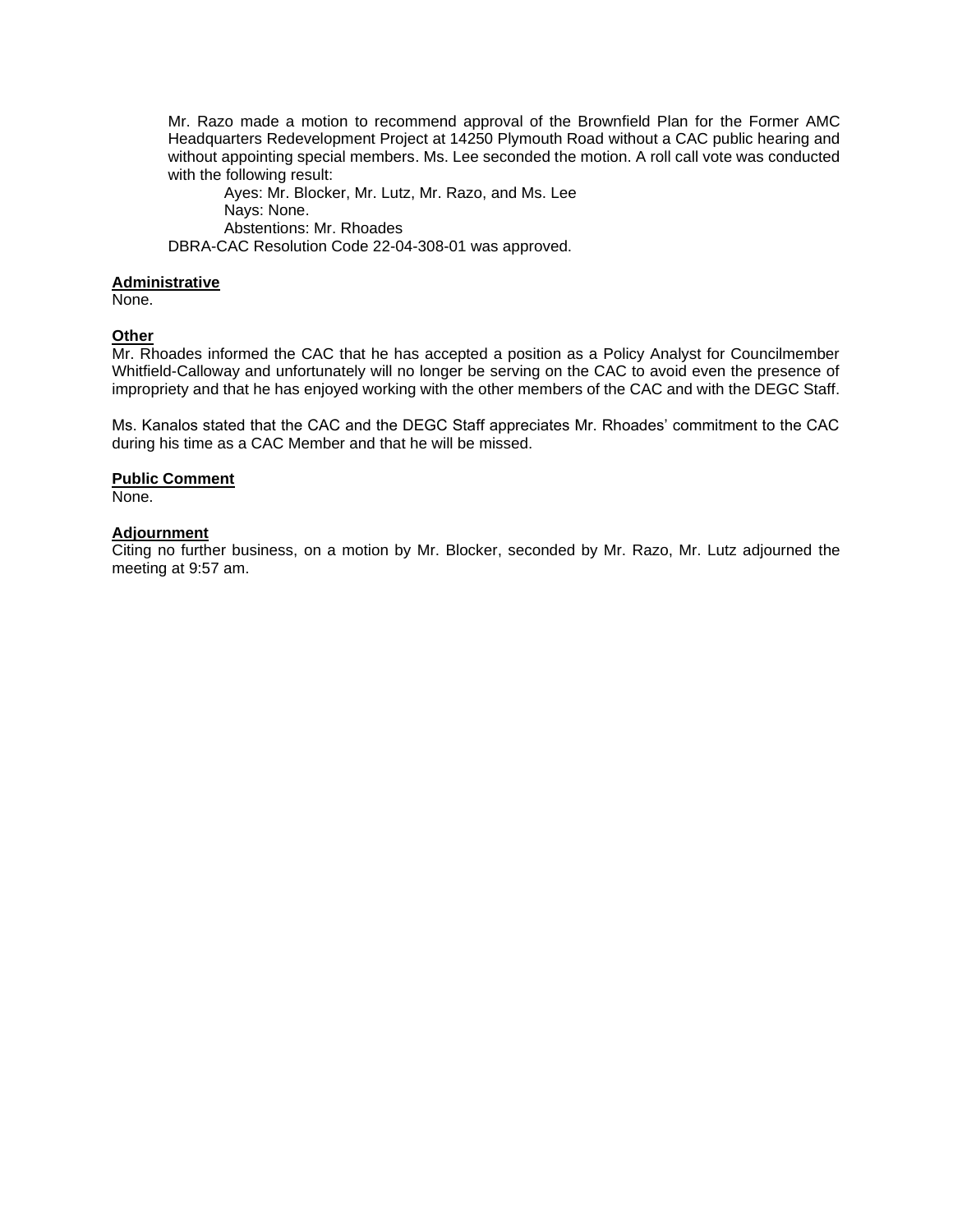Mr. Razo made a motion to recommend approval of the Brownfield Plan for the Former AMC Headquarters Redevelopment Project at 14250 Plymouth Road without a CAC public hearing and without appointing special members. Ms. Lee seconded the motion. A roll call vote was conducted with the following result:

Ayes: Mr. Blocker, Mr. Lutz, Mr. Razo, and Ms. Lee
Nays: None.
Abstentions: Mr. Rhoades

DBRA-CAC Resolution Code 22-04-308-01 was approved.

**Administrative**

None.

**Other**

Mr. Rhoades informed the CAC that he has accepted a position as a Policy Analyst for Councilmember Whitfield-Calloway and unfortunately will no longer be serving on the CAC to avoid even the presence of impropriety and that he has enjoyed working with the other members of the CAC and with the DEGC Staff.

Ms. Kanalos stated that the CAC and the DEGC Staff appreciates Mr. Rhoades' commitment to the CAC during his time as a CAC Member and that he will be missed.

**Public Comment**

None.

**Adjournment**

Citing no further business, on a motion by Mr. Blocker, seconded by Mr. Razo, Mr. Lutz adjourned the meeting at 9:57 am.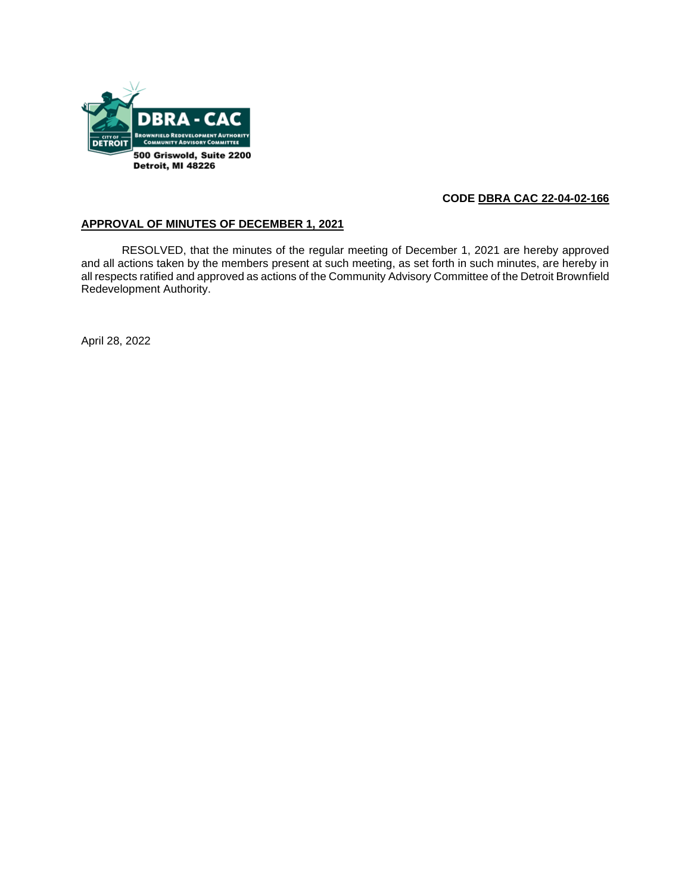DBRA - CAC

BROWNFIELD REDEVELOPMENT AUTHORITY
COMMUNITY ADVISORY COMMITTEE

CITY OF DETROIT

500 Griswold, Suite 2200
Detroit, MI 48226

**CODE DBRA CAC 22-04-02-166**

**APPROVAL OF MINUTES OF DECEMBER 1, 2021**

RESOLVED, that the minutes of the regular meeting of December 1, 2021 are hereby approved and all actions taken by the members present at such meeting, as set forth in such minutes, are hereby in all respects ratified and approved as actions of the Community Advisory Committee of the Detroit Brownfield Redevelopment Authority.

April 28, 2022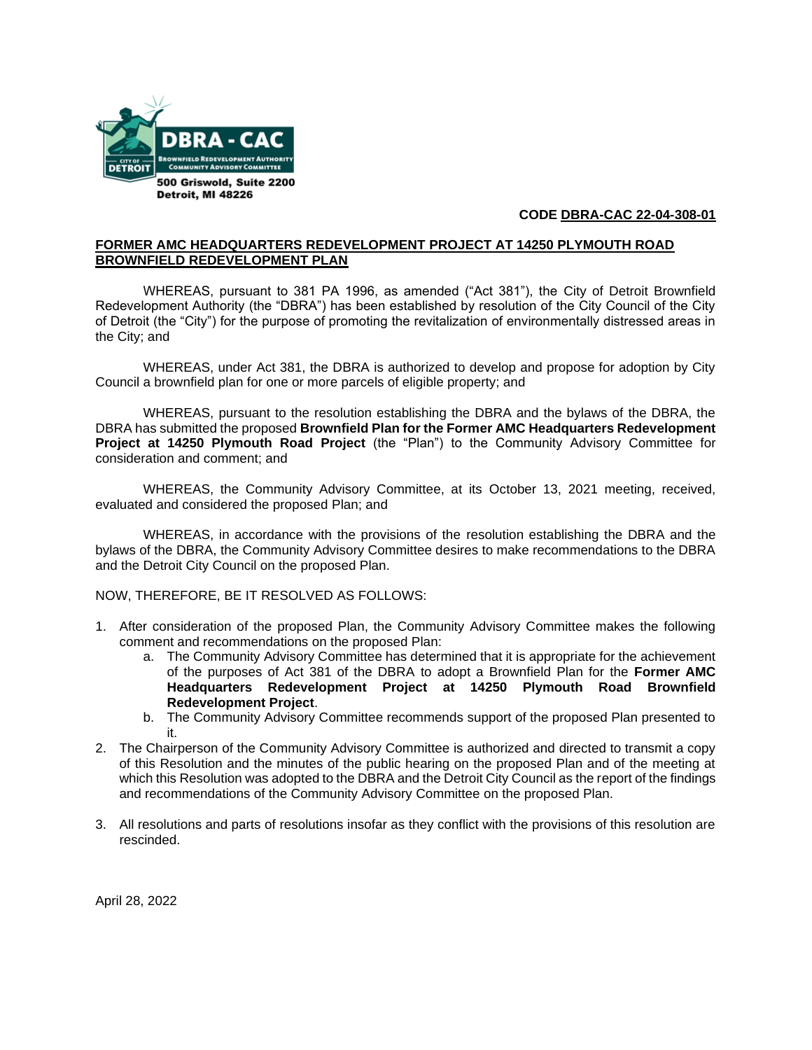DBRA - CAC

Brownfield Redevelopment Authority Community Advisory Committee

City of Detroit

500 Griswold, Suite 2200
Detroit, MI 48226

**CODE DBRA-CAC 22-04-308-01**

**FORMER AMC HEADQUARTERS REDEVELOPMENT PROJECT AT 14250 PLYMOUTH ROAD BROWNFIELD REDEVELOPMENT PLAN**

WHEREAS, pursuant to 381 PA 1996, as amended ("Act 381"), the City of Detroit Brownfield Redevelopment Authority (the "DBRA") has been established by resolution of the City Council of the City of Detroit (the "City") for the purpose of promoting the revitalization of environmentally distressed areas in the City; and

WHEREAS, under Act 381, the DBRA is authorized to develop and propose for adoption by City Council a brownfield plan for one or more parcels of eligible property; and

WHEREAS, pursuant to the resolution establishing the DBRA and the bylaws of the DBRA, the DBRA has submitted the proposed **Brownfield Plan for the Former AMC Headquarters Redevelopment Project at 14250 Plymouth Road Project** (the "Plan") to the Community Advisory Committee for consideration and comment; and

WHEREAS, the Community Advisory Committee, at its October 13, 2021 meeting, received, evaluated and considered the proposed Plan; and

WHEREAS, in accordance with the provisions of the resolution establishing the DBRA and the bylaws of the DBRA, the Community Advisory Committee desires to make recommendations to the DBRA and the Detroit City Council on the proposed Plan.

NOW, THEREFORE, BE IT RESOLVED AS FOLLOWS:

1. After consideration of the proposed Plan, the Community Advisory Committee makes the following comment and recommendations on the proposed Plan:
   a. The Community Advisory Committee has determined that it is appropriate for the achievement of the purposes of Act 381 of the DBRA to adopt a Brownfield Plan for the **Former AMC Headquarters Redevelopment Project at 14250 Plymouth Road Brownfield Redevelopment Project**.
   b. The Community Advisory Committee recommends support of the proposed Plan presented to it.
2. The Chairperson of the Community Advisory Committee is authorized and directed to transmit a copy of this Resolution and the minutes of the public hearing on the proposed Plan and of the meeting at which this Resolution was adopted to the DBRA and the Detroit City Council as the report of the findings and recommendations of the Community Advisory Committee on the proposed Plan.
3. All resolutions and parts of resolutions insofar as they conflict with the provisions of this resolution are rescinded.

April 28, 2022